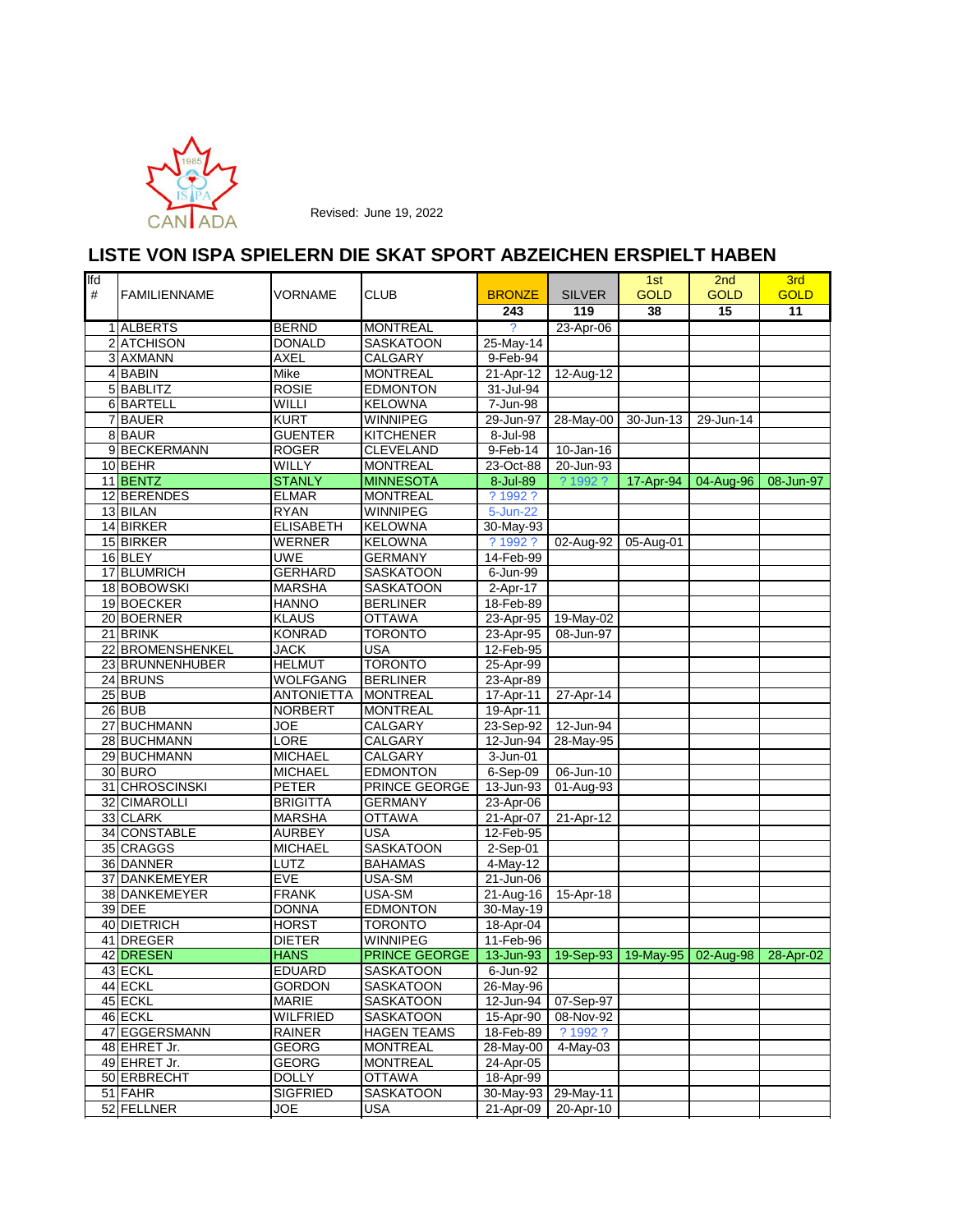Revised: June 19, 2022

## LISTE VON ISPA SPIELERN DIE SKAT SPORT ABZEICHEN ERSPIELT HABEN

| lfd # | FAMILIENNAME | VORNAME | CLUB | BRONZE | SILVER | 1st GOLD | 2nd GOLD | 3rd GOLD |
|---|---|---|---|---|---|---|---|---|
| | | | | 243 | 119 | 38 | 15 | 11 |
| 1 | ALBERTS | BERND | MONTREAL | ? | 23-Apr-06 | | | |
| 2 | ATCHISON | DONALD | SASKATOON | 25-May-14 | | | | |
| 3 | AXMANN | AXEL | CALGARY | 9-Feb-94 | | | | |
| 4 | BABIN | Mike | MONTREAL | 21-Apr-12 | 12-Aug-12 | | | |
| 5 | BABLITZ | ROSIE | EDMONTON | 31-Jul-94 | | | | |
| 6 | BARTELL | WILLI | KELOWNA | 7-Jun-98 | | | | |
| 7 | BAUER | KURT | WINNIPEG | 29-Jun-97 | 28-May-00 | 30-Jun-13 | 29-Jun-14 | |
| 8 | BAUR | GUENTER | KITCHENER | 8-Jul-98 | | | | |
| 9 | BECKERMANN | ROGER | CLEVELAND | 9-Feb-14 | 10-Jan-16 | | | |
| 10 | BEHR | WILLY | MONTREAL | 23-Oct-88 | 20-Jun-93 | | | |
| 11 | BENTZ | STANLY | MINNESOTA | 8-Jul-89 | ? 1992 ? | 17-Apr-94 | 04-Aug-96 | 08-Jun-97 |
| 12 | BERENDES | ELMAR | MONTREAL | ? 1992 ? | | | | |
| 13 | BILAN | RYAN | WINNIPEG | 5-Jun-22 | | | | |
| 14 | BIRKER | ELISABETH | KELOWNA | 30-May-93 | | | | |
| 15 | BIRKER | WERNER | KELOWNA | ? 1992 ? | 02-Aug-92 | 05-Aug-01 | | |
| 16 | BLEY | UWE | GERMANY | 14-Feb-99 | | | | |
| 17 | BLUMRICH | GERHARD | SASKATOON | 6-Jun-99 | | | | |
| 18 | BOBOWSKI | MARSHA | SASKATOON | 2-Apr-17 | | | | |
| 19 | BOECKER | HANNO | BERLINER | 18-Feb-89 | | | | |
| 20 | BOERNER | KLAUS | OTTAWA | 23-Apr-95 | 19-May-02 | | | |
| 21 | BRINK | KONRAD | TORONTO | 23-Apr-95 | 08-Jun-97 | | | |
| 22 | BROMENSHENKEL | JACK | USA | 12-Feb-95 | | | | |
| 23 | BRUNNENHUBER | HELMUT | TORONTO | 25-Apr-99 | | | | |
| 24 | BRUNS | WOLFGANG | BERLINER | 23-Apr-89 | | | | |
| 25 | BUB | ANTONIETTA | MONTREAL | 17-Apr-11 | 27-Apr-14 | | | |
| 26 | BUB | NORBERT | MONTREAL | 19-Apr-11 | | | | |
| 27 | BUCHMANN | JOE | CALGARY | 23-Sep-92 | 12-Jun-94 | | | |
| 28 | BUCHMANN | LORE | CALGARY | 12-Jun-94 | 28-May-95 | | | |
| 29 | BUCHMANN | MICHAEL | CALGARY | 3-Jun-01 | | | | |
| 30 | BURO | MICHAEL | EDMONTON | 6-Sep-09 | 06-Jun-10 | | | |
| 31 | CHROSCINSKI | PETER | PRINCE GEORGE | 13-Jun-93 | 01-Aug-93 | | | |
| 32 | CIMAROLLI | BRIGITTA | GERMANY | 23-Apr-06 | | | | |
| 33 | CLARK | MARSHA | OTTAWA | 21-Apr-07 | 21-Apr-12 | | | |
| 34 | CONSTABLE | AURBEY | USA | 12-Feb-95 | | | | |
| 35 | CRAGGS | MICHAEL | SASKATOON | 2-Sep-01 | | | | |
| 36 | DANNER | LUTZ | BAHAMAS | 4-May-12 | | | | |
| 37 | DANKEMEYER | EVE | USA-SM | 21-Jun-06 | | | | |
| 38 | DANKEMEYER | FRANK | USA-SM | 21-Aug-16 | 15-Apr-18 | | | |
| 39 | DEE | DONNA | EDMONTON | 30-May-19 | | | | |
| 40 | DIETRICH | HORST | TORONTO | 18-Apr-04 | | | | |
| 41 | DREGER | DIETER | WINNIPEG | 11-Feb-96 | | | | |
| 42 | DRESEN | HANS | PRINCE GEORGE | 13-Jun-93 | 19-Sep-93 | 19-May-95 | 02-Aug-98 | 28-Apr-02 |
| 43 | ECKL | EDUARD | SASKATOON | 6-Jun-92 | | | | |
| 44 | ECKL | GORDON | SASKATOON | 26-May-96 | | | | |
| 45 | ECKL | MARIE | SASKATOON | 12-Jun-94 | 07-Sep-97 | | | |
| 46 | ECKL | WILFRIED | SASKATOON | 15-Apr-90 | 08-Nov-92 | | | |
| 47 | EGGERSMANN | RAINER | HAGEN TEAMS | 18-Feb-89 | ? 1992 ? | | | |
| 48 | EHRET Jr. | GEORG | MONTREAL | 28-May-00 | 4-May-03 | | | |
| 49 | EHRET Jr. | GEORG | MONTREAL | 24-Apr-05 | | | | |
| 50 | ERBRECHT | DOLLY | OTTAWA | 18-Apr-99 | | | | |
| 51 | FAHR | SIGFRIED | SASKATOON | 30-May-93 | 29-May-11 | | | |
| 52 | FELLNER | JOE | USA | 21-Apr-09 | 20-Apr-10 | | | |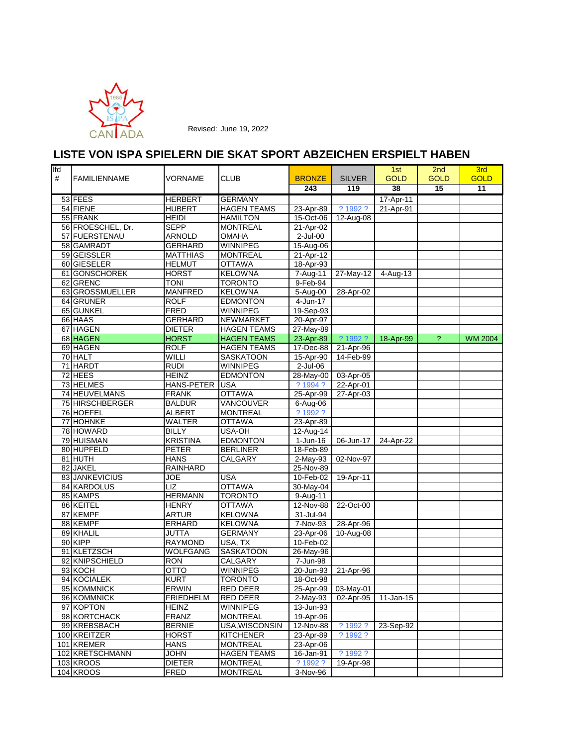Revised: June 19, 2022

## LISTE VON ISPA SPIELERN DIE SKAT SPORT ABZEICHEN ERSPIELT HABEN

| lfd # | FAMILIENNAME | VORNAME | CLUB | BRONZE | SILVER | 1st GOLD | 2nd GOLD | 3rd GOLD |
|---|---|---|---|---|---|---|---|---|
| | | | | 243 | 119 | 38 | 15 | 11 |
| 53 | FEES | HERBERT | GERMANY | | | 17-Apr-11 | | |
| 54 | FIENE | HUBERT | HAGEN TEAMS | 23-Apr-89 | ? 1992 ? | 21-Apr-91 | | |
| 55 | FRANK | HEIDI | HAMILTON | 15-Oct-06 | 12-Aug-08 | | | |
| 56 | FROESCHEL, Dr. | SEPP | MONTREAL | 21-Apr-02 | | | | |
| 57 | FUERSTENAU | ARNOLD | OMAHA | 2-Jul-00 | | | | |
| 58 | GAMRADT | GERHARD | WINNIPEG | 15-Aug-06 | | | | |
| 59 | GEISSLER | MATTHIAS | MONTREAL | 21-Apr-12 | | | | |
| 60 | GIESELER | HELMUT | OTTAWA | 18-Apr-93 | | | | |
| 61 | GONSCHOREK | HORST | KELOWNA | 7-Aug-11 | 27-May-12 | 4-Aug-13 | | |
| 62 | GRENC | TONI | TORONTO | 9-Feb-94 | | | | |
| 63 | GROSSMUELLER | MANFRED | KELOWNA | 5-Aug-00 | 28-Apr-02 | | | |
| 64 | GRUNER | ROLF | EDMONTON | 4-Jun-17 | | | | |
| 65 | GUNKEL | FRED | WINNIPEG | 19-Sep-93 | | | | |
| 66 | HAAS | GERHARD | NEWMARKET | 20-Apr-97 | | | | |
| 67 | HAGEN | DIETER | HAGEN TEAMS | 27-May-89 | | | | |
| 68 | HAGEN | HORST | HAGEN TEAMS | 23-Apr-89 | ? 1992 ? | 18-Apr-99 | ? | WM 2004 |
| 69 | HAGEN | ROLF | HAGEN TEAMS | 17-Dec-88 | 21-Apr-96 | | | |
| 70 | HALT | WILLI | SASKATOON | 15-Apr-90 | 14-Feb-99 | | | |
| 71 | HARDT | RUDI | WINNIPEG | 2-Jul-06 | | | | |
| 72 | HEES | HEINZ | EDMONTON | 28-May-00 | 03-Apr-05 | | | |
| 73 | HELMES | HANS-PETER | USA | ? 1994 ? | 22-Apr-01 | | | |
| 74 | HEUVELMANS | FRANK | OTTAWA | 25-Apr-99 | 27-Apr-03 | | | |
| 75 | HIRSCHBERGER | BALDUR | VANCOUVER | 6-Aug-06 | | | | |
| 76 | HOEFEL | ALBERT | MONTREAL | ? 1992 ? | | | | |
| 77 | HOHNKE | WALTER | OTTAWA | 23-Apr-89 | | | | |
| 78 | HOWARD | BILLY | USA-OH | 12-Aug-14 | | | | |
| 79 | HUISMAN | KRISTINA | EDMONTON | 1-Jun-16 | 06-Jun-17 | 24-Apr-22 | | |
| 80 | HUPFELD | PETER | BERLINER | 18-Feb-89 | | | | |
| 81 | HUTH | HANS | CALGARY | 2-May-93 | 02-Nov-97 | | | |
| 82 | JAKEL | RAINHARD | | 25-Nov-89 | | | | |
| 83 | JANKEVICIUS | JOE | USA | 10-Feb-02 | 19-Apr-11 | | | |
| 84 | KARDOLUS | LIZ | OTTAWA | 30-May-04 | | | | |
| 85 | KAMPS | HERMANN | TORONTO | 9-Aug-11 | | | | |
| 86 | KEITEL | HENRY | OTTAWA | 12-Nov-88 | 22-Oct-00 | | | |
| 87 | KEMPF | ARTUR | KELOWNA | 31-Jul-94 | | | | |
| 88 | KEMPF | ERHARD | KELOWNA | 7-Nov-93 | 28-Apr-96 | | | |
| 89 | KHALIL | JUTTA | GERMANY | 23-Apr-06 | 10-Aug-08 | | | |
| 90 | KIPP | RAYMOND | USA, TX | 10-Feb-02 | | | | |
| 91 | KLETZSCH | WOLFGANG | SASKATOON | 26-May-96 | | | | |
| 92 | KNIPSCHIELD | RON | CALGARY | 7-Jun-98 | | | | |
| 93 | KOCH | OTTO | WINNIPEG | 20-Jun-93 | 21-Apr-96 | | | |
| 94 | KOCIALEK | KURT | TORONTO | 18-Oct-98 | | | | |
| 95 | KOMMNICK | ERWIN | RED DEER | 25-Apr-99 | 03-May-01 | | | |
| 96 | KOMMNICK | FRIEDHELM | RED DEER | 2-May-93 | 02-Apr-95 | 11-Jan-15 | | |
| 97 | KOPTON | HEINZ | WINNIPEG | 13-Jun-93 | | | | |
| 98 | KORTCHACK | FRANZ | MONTREAL | 19-Apr-96 | | | | |
| 99 | KREBSBACH | BERNIE | USA,WISCONSIN | 12-Nov-88 | ? 1992 ? | 23-Sep-92 | | |
| 100 | KREITZER | HORST | KITCHENER | 23-Apr-89 | ? 1992 ? | | | |
| 101 | KREMER | HANS | MONTREAL | 23-Apr-06 | | | | |
| 102 | KRETSCHMANN | JOHN | HAGEN TEAMS | 16-Jan-91 | ? 1992 ? | | | |
| 103 | KROOS | DIETER | MONTREAL | ? 1992 ? | 19-Apr-98 | | | |
| 104 | KROOS | FRED | MONTREAL | 3-Nov-96 | | | | |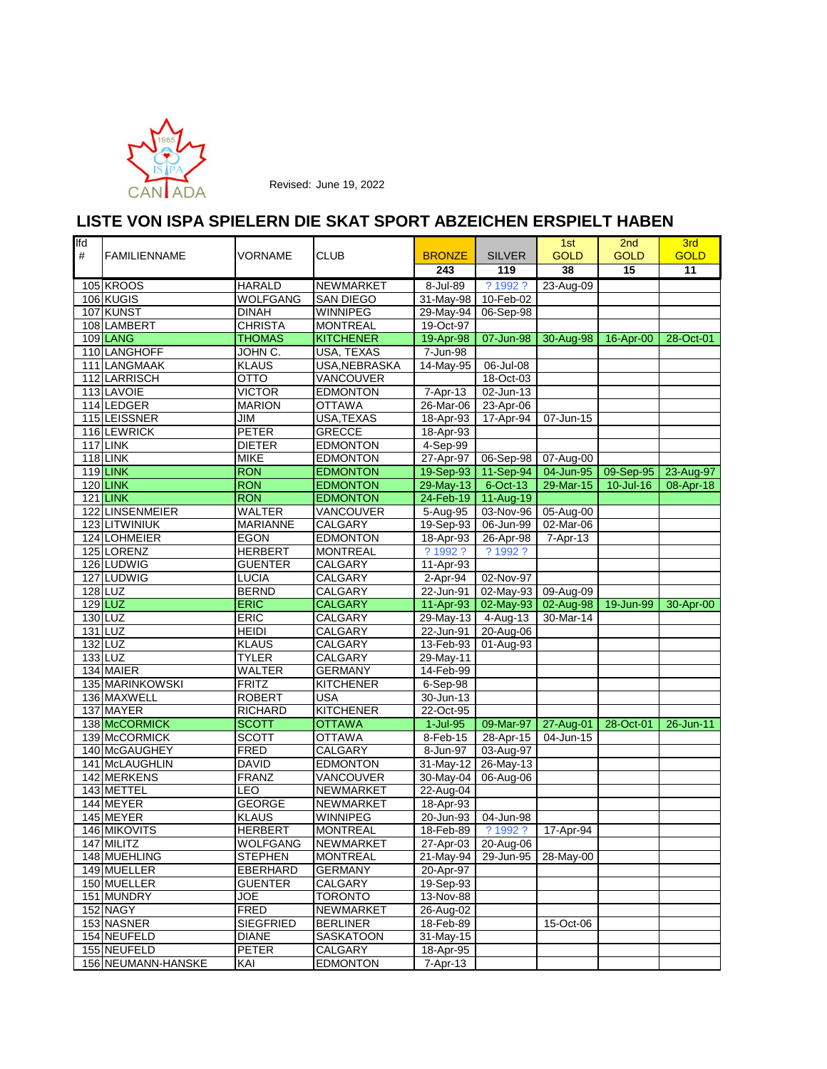Revised: June 19, 2022

## LISTE VON ISPA SPIELERN DIE SKAT SPORT ABZEICHEN ERSPIELT HABEN

| lfd # | FAMILIENNAME | VORNAME | CLUB | BRONZE | SILVER | 1st GOLD | 2nd GOLD | 3rd GOLD |
|---|---|---|---|---|---|---|---|---|
| | | | | 243 | 119 | 38 | 15 | 11 |
| 105 | KROOS | HARALD | NEWMARKET | 8-Jul-89 | ? 1992 ? | 23-Aug-09 | | |
| 106 | KUGIS | WOLFGANG | SAN DIEGO | 31-May-98 | 10-Feb-02 | | | |
| 107 | KUNST | DINAH | WINNIPEG | 29-May-94 | 06-Sep-98 | | | |
| 108 | LAMBERT | CHRISTA | MONTREAL | 19-Oct-97 | | | | |
| 109 | LANG | THOMAS | KITCHENER | 19-Apr-98 | 07-Jun-98 | 30-Aug-98 | 16-Apr-00 | 28-Oct-01 |
| 110 | LANGHOFF | JOHN C. | USA, TEXAS | 7-Jun-98 | | | | |
| 111 | LANGMAAK | KLAUS | USA,NEBRASKA | 14-May-95 | 06-Jul-08 | | | |
| 112 | LARRISCH | OTTO | VANCOUVER | | 18-Oct-03 | | | |
| 113 | LAVOIE | VICTOR | EDMONTON | 7-Apr-13 | 02-Jun-13 | | | |
| 114 | LEDGER | MARION | OTTAWA | 26-Mar-06 | 23-Apr-06 | | | |
| 115 | LEISSNER | JIM | USA,TEXAS | 18-Apr-93 | 17-Apr-94 | 07-Jun-15 | | |
| 116 | LEWRICK | PETER | GRECCE | 18-Apr-93 | | | | |
| 117 | LINK | DIETER | EDMONTON | 4-Sep-99 | | | | |
| 118 | LINK | MIKE | EDMONTON | 27-Apr-97 | 06-Sep-98 | 07-Aug-00 | | |
| 119 | LINK | RON | EDMONTON | 19-Sep-93 | 11-Sep-94 | 04-Jun-95 | 09-Sep-95 | 23-Aug-97 |
| 120 | LINK | RON | EDMONTON | 29-May-13 | 6-Oct-13 | 29-Mar-15 | 10-Jul-16 | 08-Apr-18 |
| 121 | LINK | RON | EDMONTON | 24-Feb-19 | 11-Aug-19 | | | |
| 122 | LINSENMEIER | WALTER | VANCOUVER | 5-Aug-95 | 03-Nov-96 | 05-Aug-00 | | |
| 123 | LITWINIUK | MARIANNE | CALGARY | 19-Sep-93 | 06-Jun-99 | 02-Mar-06 | | |
| 124 | LOHMEIER | EGON | EDMONTON | 18-Apr-93 | 26-Apr-98 | 7-Apr-13 | | |
| 125 | LORENZ | HERBERT | MONTREAL | ? 1992 ? | ? 1992 ? | | | |
| 126 | LUDWIG | GUENTER | CALGARY | 11-Apr-93 | | | | |
| 127 | LUDWIG | LUCIA | CALGARY | 2-Apr-94 | 02-Nov-97 | | | |
| 128 | LUZ | BERND | CALGARY | 22-Jun-91 | 02-May-93 | 09-Aug-09 | | |
| 129 | LUZ | ERIC | CALGARY | 11-Apr-93 | 02-May-93 | 02-Aug-98 | 19-Jun-99 | 30-Apr-00 |
| 130 | LUZ | ERIC | CALGARY | 29-May-13 | 4-Aug-13 | 30-Mar-14 | | |
| 131 | LUZ | HEIDI | CALGARY | 22-Jun-91 | 20-Aug-06 | | | |
| 132 | LUZ | KLAUS | CALGARY | 13-Feb-93 | 01-Aug-93 | | | |
| 133 | LUZ | TYLER | CALGARY | 29-May-11 | | | | |
| 134 | MAIER | WALTER | GERMANY | 14-Feb-99 | | | | |
| 135 | MARINKOWSKI | FRITZ | KITCHENER | 6-Sep-98 | | | | |
| 136 | MAXWELL | ROBERT | USA | 30-Jun-13 | | | | |
| 137 | MAYER | RICHARD | KITCHENER | 22-Oct-95 | | | | |
| 138 | McCORMICK | SCOTT | OTTAWA | 1-Jul-95 | 09-Mar-97 | 27-Aug-01 | 28-Oct-01 | 26-Jun-11 |
| 139 | McCORMICK | SCOTT | OTTAWA | 8-Feb-15 | 28-Apr-15 | 04-Jun-15 | | |
| 140 | McGAUGHEY | FRED | CALGARY | 8-Jun-97 | 03-Aug-97 | | | |
| 141 | McLAUGHLIN | DAVID | EDMONTON | 31-May-12 | 26-May-13 | | | |
| 142 | MERKENS | FRANZ | VANCOUVER | 30-May-04 | 06-Aug-06 | | | |
| 143 | METTEL | LEO | NEWMARKET | 22-Aug-04 | | | | |
| 144 | MEYER | GEORGE | NEWMARKET | 18-Apr-93 | | | | |
| 145 | MEYER | KLAUS | WINNIPEG | 20-Jun-93 | 04-Jun-98 | | | |
| 146 | MIKOVITS | HERBERT | MONTREAL | 18-Feb-89 | ? 1992 ? | 17-Apr-94 | | |
| 147 | MILITZ | WOLFGANG | NEWMARKET | 27-Apr-03 | 20-Aug-06 | | | |
| 148 | MUEHLING | STEPHEN | MONTREAL | 21-May-94 | 29-Jun-95 | 28-May-00 | | |
| 149 | MUELLER | EBERHARD | GERMANY | 20-Apr-97 | | | | |
| 150 | MUELLER | GUENTER | CALGARY | 19-Sep-93 | | | | |
| 151 | MUNDRY | JOE | TORONTO | 13-Nov-88 | | | | |
| 152 | NAGY | FRED | NEWMARKET | 26-Aug-02 | | | | |
| 153 | NASNER | SIEGFRIED | BERLINER | 18-Feb-89 | | 15-Oct-06 | | |
| 154 | NEUFELD | DIANE | SASKATOON | 31-May-15 | | | | |
| 155 | NEUFELD | PETER | CALGARY | 18-Apr-95 | | | | |
| 156 | NEUMANN-HANSKE | KAI | EDMONTON | 7-Apr-13 | | | | |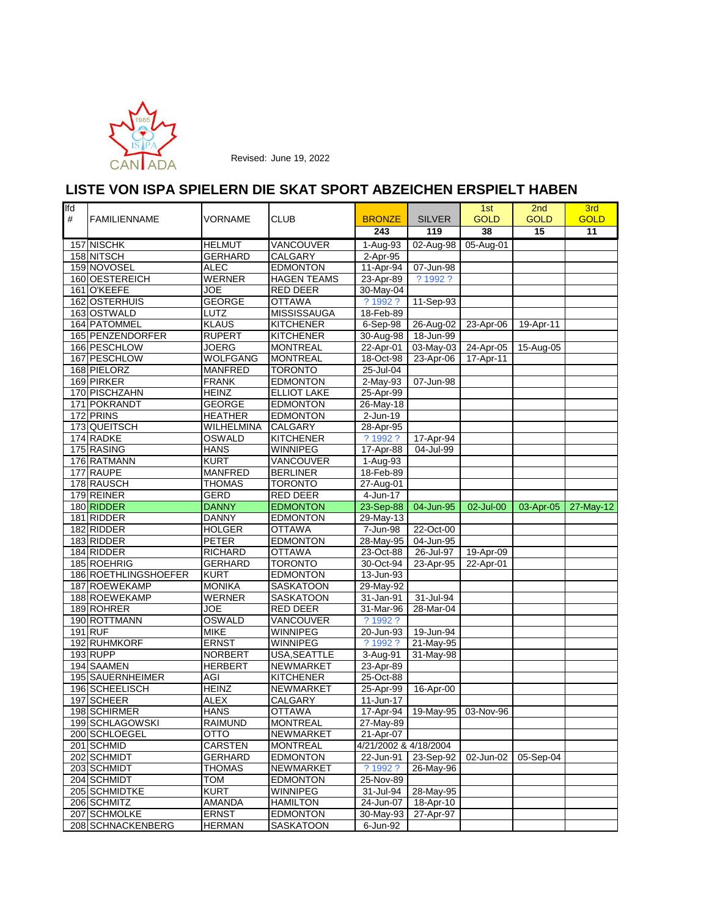1985 ISPA CANADA

Revised: June 19, 2022

# LISTE VON ISPA SPIELERN DIE SKAT SPORT ABZEICHEN ERSPIELT HABEN

| lfd # | FAMILIENNAME | VORNAME | CLUB | BRONZE | SILVER | 1st GOLD | 2nd GOLD | 3rd GOLD |
|---|---|---|---|---|---|---|---|---|
| | | | | 243 | 119 | 38 | 15 | 11 |
| 157 | NISCHK | HELMUT | VANCOUVER | 1-Aug-93 | 02-Aug-98 | 05-Aug-01 | | |
| 158 | NITSCH | GERHARD | CALGARY | 2-Apr-95 | | | | |
| 159 | NOVOSEL | ALEC | EDMONTON | 11-Apr-94 | 07-Jun-98 | | | |
| 160 | OESTEREICH | WERNER | HAGEN TEAMS | 23-Apr-89 | ? 1992 ? | | | |
| 161 | O'KEEFE | JOE | RED DEER | 30-May-04 | | | | |
| 162 | OSTERHUIS | GEORGE | OTTAWA | ? 1992 ? | 11-Sep-93 | | | |
| 163 | OSTWALD | LUTZ | MISSISSAUGA | 18-Feb-89 | | | | |
| 164 | PATOMMEL | KLAUS | KITCHENER | 6-Sep-98 | 26-Aug-02 | 23-Apr-06 | 19-Apr-11 | |
| 165 | PENZENDORFER | RUPERT | KITCHENER | 30-Aug-98 | 18-Jun-99 | | | |
| 166 | PESCHLOW | JOERG | MONTREAL | 22-Apr-01 | 03-May-03 | 24-Apr-05 | 15-Aug-05 | |
| 167 | PESCHLOW | WOLFGANG | MONTREAL | 18-Oct-98 | 23-Apr-06 | 17-Apr-11 | | |
| 168 | PIELORZ | MANFRED | TORONTO | 25-Jul-04 | | | | |
| 169 | PIRKER | FRANK | EDMONTON | 2-May-93 | 07-Jun-98 | | | |
| 170 | PISCHZAHN | HEINZ | ELLIOT LAKE | 25-Apr-99 | | | | |
| 171 | POKRANDT | GEORGE | EDMONTON | 26-May-18 | | | | |
| 172 | PRINS | HEATHER | EDMONTON | 2-Jun-19 | | | | |
| 173 | QUEITSCH | WILHELMINA | CALGARY | 28-Apr-95 | | | | |
| 174 | RADKE | OSWALD | KITCHENER | ? 1992 ? | 17-Apr-94 | | | |
| 175 | RASING | HANS | WINNIPEG | 17-Apr-88 | 04-Jul-99 | | | |
| 176 | RATMANN | KURT | VANCOUVER | 1-Aug-93 | | | | |
| 177 | RAUPE | MANFRED | BERLINER | 18-Feb-89 | | | | |
| 178 | RAUSCH | THOMAS | TORONTO | 27-Aug-01 | | | | |
| 179 | REINER | GERD | RED DEER | 4-Jun-17 | | | | |
| 180 | RIDDER | DANNY | EDMONTON | 23-Sep-88 | 04-Jun-95 | 02-Jul-00 | 03-Apr-05 | 27-May-12 |
| 181 | RIDDER | DANNY | EDMONTON | 29-May-13 | | | | |
| 182 | RIDDER | HOLGER | OTTAWA | 7-Jun-98 | 22-Oct-00 | | | |
| 183 | RIDDER | PETER | EDMONTON | 28-May-95 | 04-Jun-95 | | | |
| 184 | RIDDER | RICHARD | OTTAWA | 23-Oct-88 | 26-Jul-97 | 19-Apr-09 | | |
| 185 | ROEHRIG | GERHARD | TORONTO | 30-Oct-94 | 23-Apr-95 | 22-Apr-01 | | |
| 186 | ROETHLINGSHOEFER | KURT | EDMONTON | 13-Jun-93 | | | | |
| 187 | ROEWEKAMP | MONIKA | SASKATOON | 29-May-92 | | | | |
| 188 | ROEWEKAMP | WERNER | SASKATOON | 31-Jan-91 | 31-Jul-94 | | | |
| 189 | ROHRER | JOE | RED DEER | 31-Mar-96 | 28-Mar-04 | | | |
| 190 | ROTTMANN | OSWALD | VANCOUVER | ? 1992 ? | | | | |
| 191 | RUF | MIKE | WINNIPEG | 20-Jun-93 | 19-Jun-94 | | | |
| 192 | RUHMKORF | ERNST | WINNIPEG | ? 1992 ? | 21-May-95 | | | |
| 193 | RUPP | NORBERT | USA,SEATTLE | 3-Aug-91 | 31-May-98 | | | |
| 194 | SAAMEN | HERBERT | NEWMARKET | 23-Apr-89 | | | | |
| 195 | SAUERNHEIMER | AGI | KITCHENER | 25-Oct-88 | | | | |
| 196 | SCHEELISCH | HEINZ | NEWMARKET | 25-Apr-99 | 16-Apr-00 | | | |
| 197 | SCHEER | ALEX | CALGARY | 11-Jun-17 | | | | |
| 198 | SCHIRMER | HANS | OTTAWA | 17-Apr-94 | 19-May-95 | 03-Nov-96 | | |
| 199 | SCHLAGOWSKI | RAIMUND | MONTREAL | 27-May-89 | | | | |
| 200 | SCHLOEGEL | OTTO | NEWMARKET | 21-Apr-07 | | | | |
| 201 | SCHMID | CARSTEN | MONTREAL | 4/21/2002 & 4/18/2004 | | | | |
| 202 | SCHMIDT | GERHARD | EDMONTON | 22-Jun-91 | 23-Sep-92 | 02-Jun-02 | 05-Sep-04 | |
| 203 | SCHMIDT | THOMAS | NEWMARKET | ? 1992 ? | 26-May-96 | | | |
| 204 | SCHMIDT | TOM | EDMONTON | 25-Nov-89 | | | | |
| 205 | SCHMIDTKE | KURT | WINNIPEG | 31-Jul-94 | 28-May-95 | | | |
| 206 | SCHMITZ | AMANDA | HAMILTON | 24-Jun-07 | 18-Apr-10 | | | |
| 207 | SCHMOLKE | ERNST | EDMONTON | 30-May-93 | 27-Apr-97 | | | |
| 208 | SCHNACKENBERG | HERMAN | SASKATOON | 6-Jun-92 | | | | |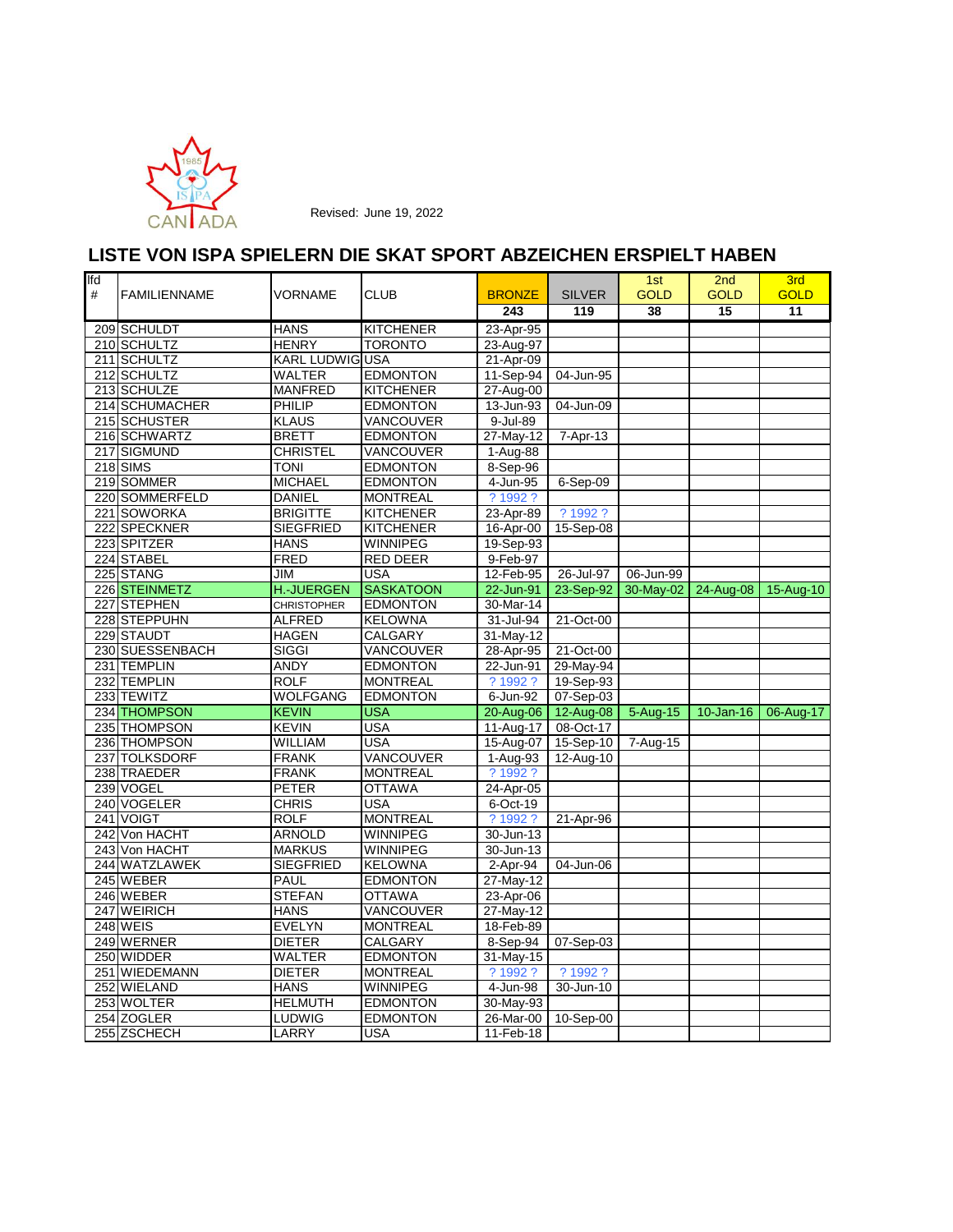Revised: June 19, 2022

## LISTE VON ISPA SPIELERN DIE SKAT SPORT ABZEICHEN ERSPIELT HABEN

| lfd # | FAMILIENNAME | VORNAME | CLUB | BRONZE | SILVER | 1st GOLD | 2nd GOLD | 3rd GOLD |
|---|---|---|---|---|---|---|---|---|
| | | | | 243 | 119 | 38 | 15 | 11 |
| 209 | SCHULDT | HANS | KITCHENER | 23-Apr-95 | | | | |
| 210 | SCHULTZ | HENRY | TORONTO | 23-Aug-97 | | | | |
| 211 | SCHULTZ | KARL LUDWIG | USA | 21-Apr-09 | | | | |
| 212 | SCHULTZ | WALTER | EDMONTON | 11-Sep-94 | 04-Jun-95 | | | |
| 213 | SCHULZE | MANFRED | KITCHENER | 27-Aug-00 | | | | |
| 214 | SCHUMACHER | PHILIP | EDMONTON | 13-Jun-93 | 04-Jun-09 | | | |
| 215 | SCHUSTER | KLAUS | VANCOUVER | 9-Jul-89 | | | | |
| 216 | SCHWARTZ | BRETT | EDMONTON | 27-May-12 | 7-Apr-13 | | | |
| 217 | SIGMUND | CHRISTEL | VANCOUVER | 1-Aug-88 | | | | |
| 218 | SIMS | TONI | EDMONTON | 8-Sep-96 | | | | |
| 219 | SOMMER | MICHAEL | EDMONTON | 4-Jun-95 | 6-Sep-09 | | | |
| 220 | SOMMERFELD | DANIEL | MONTREAL | ? 1992 ? | | | | |
| 221 | SOWORKA | BRIGITTE | KITCHENER | 23-Apr-89 | ? 1992 ? | | | |
| 222 | SPECKNER | SIEGFRIED | KITCHENER | 16-Apr-00 | 15-Sep-08 | | | |
| 223 | SPITZER | HANS | WINNIPEG | 19-Sep-93 | | | | |
| 224 | STABEL | FRED | RED DEER | 9-Feb-97 | | | | |
| 225 | STANG | JIM | USA | 12-Feb-95 | 26-Jul-97 | 06-Jun-99 | | |
| 226 | STEINMETZ | H.-JUERGEN | SASKATOON | 22-Jun-91 | 23-Sep-92 | 30-May-02 | 24-Aug-08 | 15-Aug-10 |
| 227 | STEPHEN | CHRISTOPHER | EDMONTON | 30-Mar-14 | | | | |
| 228 | STEPPUHN | ALFRED | KELOWNA | 31-Jul-94 | 21-Oct-00 | | | |
| 229 | STAUDT | HAGEN | CALGARY | 31-May-12 | | | | |
| 230 | SUESSENBACH | SIGGI | VANCOUVER | 28-Apr-95 | 21-Oct-00 | | | |
| 231 | TEMPLIN | ANDY | EDMONTON | 22-Jun-91 | 29-May-94 | | | |
| 232 | TEMPLIN | ROLF | MONTREAL | ? 1992 ? | 19-Sep-93 | | | |
| 233 | TEWITZ | WOLFGANG | EDMONTON | 6-Jun-92 | 07-Sep-03 | | | |
| 234 | THOMPSON | KEVIN | USA | 20-Aug-06 | 12-Aug-08 | 5-Aug-15 | 10-Jan-16 | 06-Aug-17 |
| 235 | THOMPSON | KEVIN | USA | 11-Aug-17 | 08-Oct-17 | | | |
| 236 | THOMPSON | WILLIAM | USA | 15-Aug-07 | 15-Sep-10 | 7-Aug-15 | | |
| 237 | TOLKSDORF | FRANK | VANCOUVER | 1-Aug-93 | 12-Aug-10 | | | |
| 238 | TRAEDER | FRANK | MONTREAL | ? 1992 ? | | | | |
| 239 | VOGEL | PETER | OTTAWA | 24-Apr-05 | | | | |
| 240 | VOGELER | CHRIS | USA | 6-Oct-19 | | | | |
| 241 | VOIGT | ROLF | MONTREAL | ? 1992 ? | 21-Apr-96 | | | |
| 242 | Von HACHT | ARNOLD | WINNIPEG | 30-Jun-13 | | | | |
| 243 | Von HACHT | MARKUS | WINNIPEG | 30-Jun-13 | | | | |
| 244 | WATZLAWEK | SIEGFRIED | KELOWNA | 2-Apr-94 | 04-Jun-06 | | | |
| 245 | WEBER | PAUL | EDMONTON | 27-May-12 | | | | |
| 246 | WEBER | STEFAN | OTTAWA | 23-Apr-06 | | | | |
| 247 | WEIRICH | HANS | VANCOUVER | 27-May-12 | | | | |
| 248 | WEIS | EVELYN | MONTREAL | 18-Feb-89 | | | | |
| 249 | WERNER | DIETER | CALGARY | 8-Sep-94 | 07-Sep-03 | | | |
| 250 | WIDDER | WALTER | EDMONTON | 31-May-15 | | | | |
| 251 | WIEDEMANN | DIETER | MONTREAL | ? 1992 ? | ? 1992 ? | | | |
| 252 | WIELAND | HANS | WINNIPEG | 4-Jun-98 | 30-Jun-10 | | | |
| 253 | WOLTER | HELMUTH | EDMONTON | 30-May-93 | | | | |
| 254 | ZOGLER | LUDWIG | EDMONTON | 26-Mar-00 | 10-Sep-00 | | | |
| 255 | ZSCHECH | LARRY | USA | 11-Feb-18 | | | | |